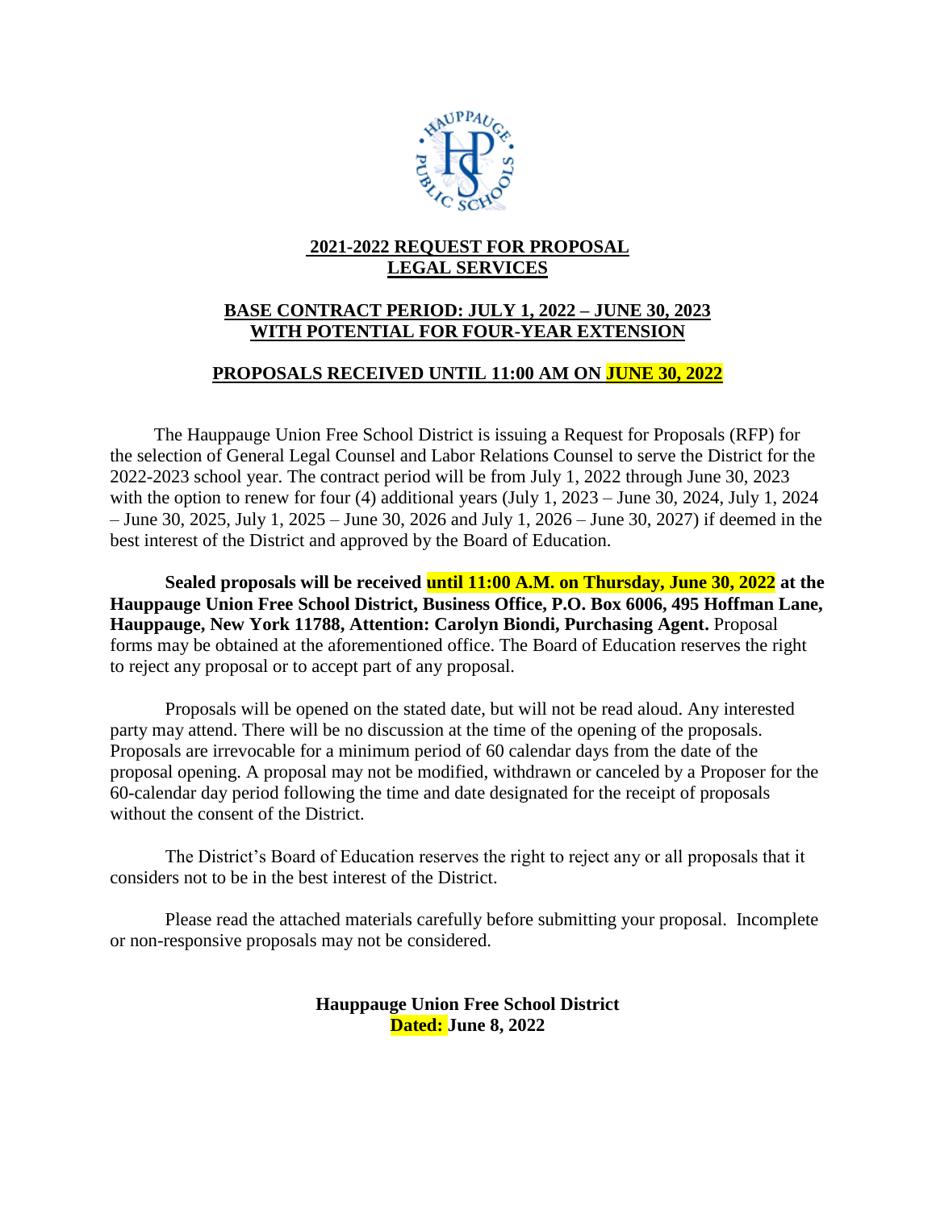**2021-2022 REQUEST FOR PROPOSAL**
**LEGAL SERVICES**

**BASE CONTRACT PERIOD: JULY 1, 2022 – JUNE 30, 2023**
**WITH POTENTIAL FOR FOUR-YEAR EXTENSION**

**PROPOSALS RECEIVED UNTIL 11:00 AM ON JUNE 30, 2022**

The Hauppauge Union Free School District is issuing a Request for Proposals (RFP) for the selection of General Legal Counsel and Labor Relations Counsel to serve the District for the 2022-2023 school year. The contract period will be from July 1, 2022 through June 30, 2023 with the option to renew for four (4) additional years (July 1, 2023 – June 30, 2024, July 1, 2024 – June 30, 2025, July 1, 2025 – June 30, 2026 and July 1, 2026 – June 30, 2027) if deemed in the best interest of the District and approved by the Board of Education.

**Sealed proposals will be received until 11:00 A.M. on Thursday, June 30, 2022 at the Hauppauge Union Free School District, Business Office, P.O. Box 6006, 495 Hoffman Lane, Hauppauge, New York 11788, Attention: Carolyn Biondi, Purchasing Agent.** Proposal forms may be obtained at the aforementioned office. The Board of Education reserves the right to reject any proposal or to accept part of any proposal.

Proposals will be opened on the stated date, but will not be read aloud. Any interested party may attend. There will be no discussion at the time of the opening of the proposals. Proposals are irrevocable for a minimum period of 60 calendar days from the date of the proposal opening. A proposal may not be modified, withdrawn or canceled by a Proposer for the 60-calendar day period following the time and date designated for the receipt of proposals without the consent of the District.

The District's Board of Education reserves the right to reject any or all proposals that it considers not to be in the best interest of the District.

Please read the attached materials carefully before submitting your proposal. Incomplete or non-responsive proposals may not be considered.

**Hauppauge Union Free School District**
**Dated: June 8, 2022**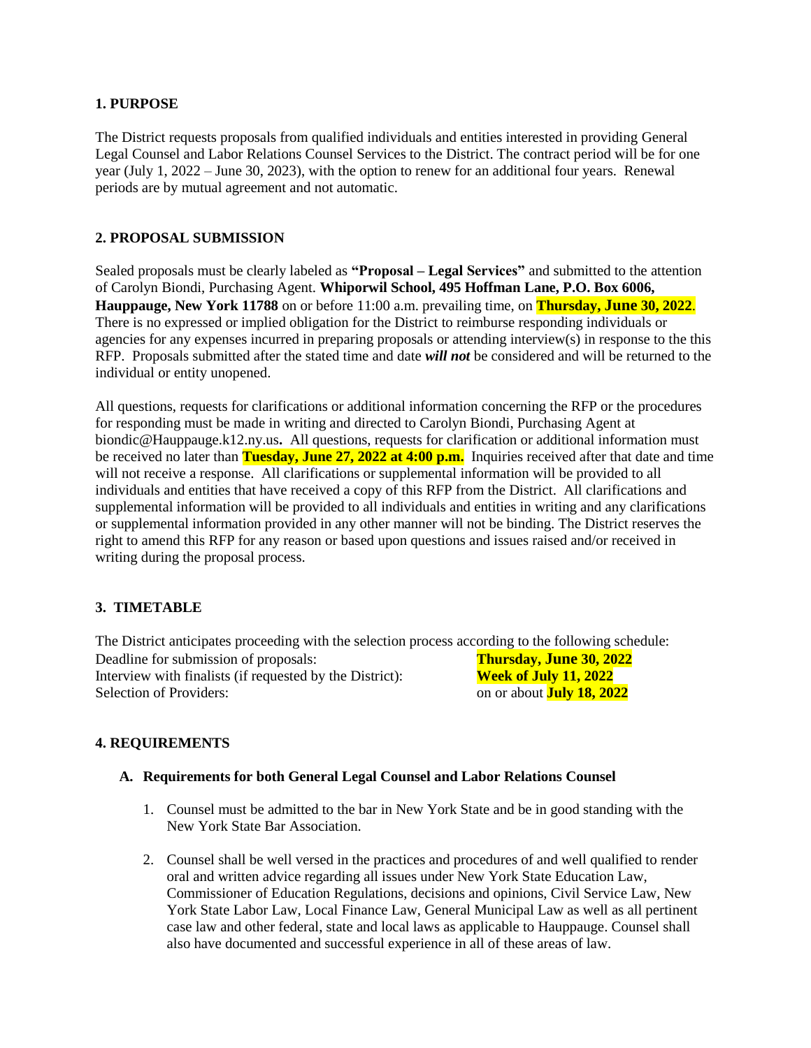## 1. PURPOSE

The District requests proposals from qualified individuals and entities interested in providing General Legal Counsel and Labor Relations Counsel Services to the District. The contract period will be for one year (July 1, 2022 – June 30, 2023), with the option to renew for an additional four years. Renewal periods are by mutual agreement and not automatic.

## 2. PROPOSAL SUBMISSION

Sealed proposals must be clearly labeled as **"Proposal – Legal Services"** and submitted to the attention of Carolyn Biondi, Purchasing Agent. **Whiporwil School, 495 Hoffman Lane, P.O. Box 6006, Hauppauge, New York 11788** on or before 11:00 a.m. prevailing time, on **Thursday, June 30, 2022**. There is no expressed or implied obligation for the District to reimburse responding individuals or agencies for any expenses incurred in preparing proposals or attending interview(s) in response to the this RFP. Proposals submitted after the stated time and date ***will not*** be considered and will be returned to the individual or entity unopened.

All questions, requests for clarifications or additional information concerning the RFP or the procedures for responding must be made in writing and directed to Carolyn Biondi, Purchasing Agent at biondic@Hauppauge.k12.ny.us**.** All questions, requests for clarification or additional information must be received no later than **Tuesday, June 27, 2022 at 4:00 p.m.** Inquiries received after that date and time will not receive a response. All clarifications or supplemental information will be provided to all individuals and entities that have received a copy of this RFP from the District. All clarifications and supplemental information will be provided to all individuals and entities in writing and any clarifications or supplemental information provided in any other manner will not be binding. The District reserves the right to amend this RFP for any reason or based upon questions and issues raised and/or received in writing during the proposal process.

## 3. TIMETABLE

The District anticipates proceeding with the selection process according to the following schedule:

| | |
|---|---|
| Deadline for submission of proposals: | **Thursday, June 30, 2022** |
| Interview with finalists (if requested by the District): | **Week of July 11, 2022** |
| Selection of Providers: | on or about **July 18, 2022** |

## 4. REQUIREMENTS

### A. Requirements for both General Legal Counsel and Labor Relations Counsel

1. Counsel must be admitted to the bar in New York State and be in good standing with the New York State Bar Association.

2. Counsel shall be well versed in the practices and procedures of and well qualified to render oral and written advice regarding all issues under New York State Education Law, Commissioner of Education Regulations, decisions and opinions, Civil Service Law, New York State Labor Law, Local Finance Law, General Municipal Law as well as all pertinent case law and other federal, state and local laws as applicable to Hauppauge. Counsel shall also have documented and successful experience in all of these areas of law.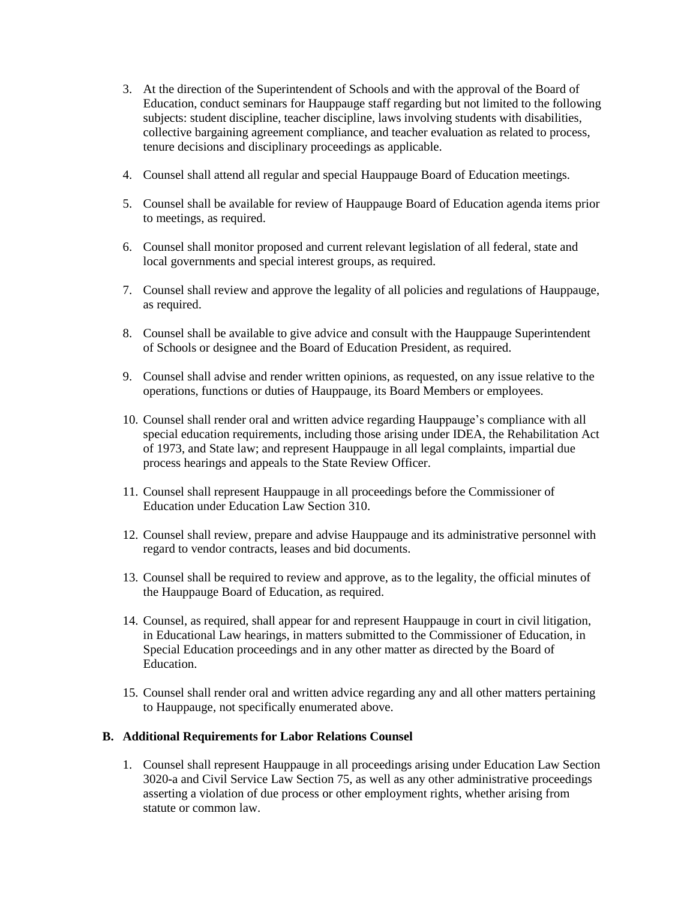3. At the direction of the Superintendent of Schools and with the approval of the Board of Education, conduct seminars for Hauppauge staff regarding but not limited to the following subjects: student discipline, teacher discipline, laws involving students with disabilities, collective bargaining agreement compliance, and teacher evaluation as related to process, tenure decisions and disciplinary proceedings as applicable.

4. Counsel shall attend all regular and special Hauppauge Board of Education meetings.

5. Counsel shall be available for review of Hauppauge Board of Education agenda items prior to meetings, as required.

6. Counsel shall monitor proposed and current relevant legislation of all federal, state and local governments and special interest groups, as required.

7. Counsel shall review and approve the legality of all policies and regulations of Hauppauge, as required.

8. Counsel shall be available to give advice and consult with the Hauppauge Superintendent of Schools or designee and the Board of Education President, as required.

9. Counsel shall advise and render written opinions, as requested, on any issue relative to the operations, functions or duties of Hauppauge, its Board Members or employees.

10. Counsel shall render oral and written advice regarding Hauppauge's compliance with all special education requirements, including those arising under IDEA, the Rehabilitation Act of 1973, and State law; and represent Hauppauge in all legal complaints, impartial due process hearings and appeals to the State Review Officer.

11. Counsel shall represent Hauppauge in all proceedings before the Commissioner of Education under Education Law Section 310.

12. Counsel shall review, prepare and advise Hauppauge and its administrative personnel with regard to vendor contracts, leases and bid documents.

13. Counsel shall be required to review and approve, as to the legality, the official minutes of the Hauppauge Board of Education, as required.

14. Counsel, as required, shall appear for and represent Hauppauge in court in civil litigation, in Educational Law hearings, in matters submitted to the Commissioner of Education, in Special Education proceedings and in any other matter as directed by the Board of Education.

15. Counsel shall render oral and written advice regarding any and all other matters pertaining to Hauppauge, not specifically enumerated above.

**B. Additional Requirements for Labor Relations Counsel**

1. Counsel shall represent Hauppauge in all proceedings arising under Education Law Section 3020-a and Civil Service Law Section 75, as well as any other administrative proceedings asserting a violation of due process or other employment rights, whether arising from statute or common law.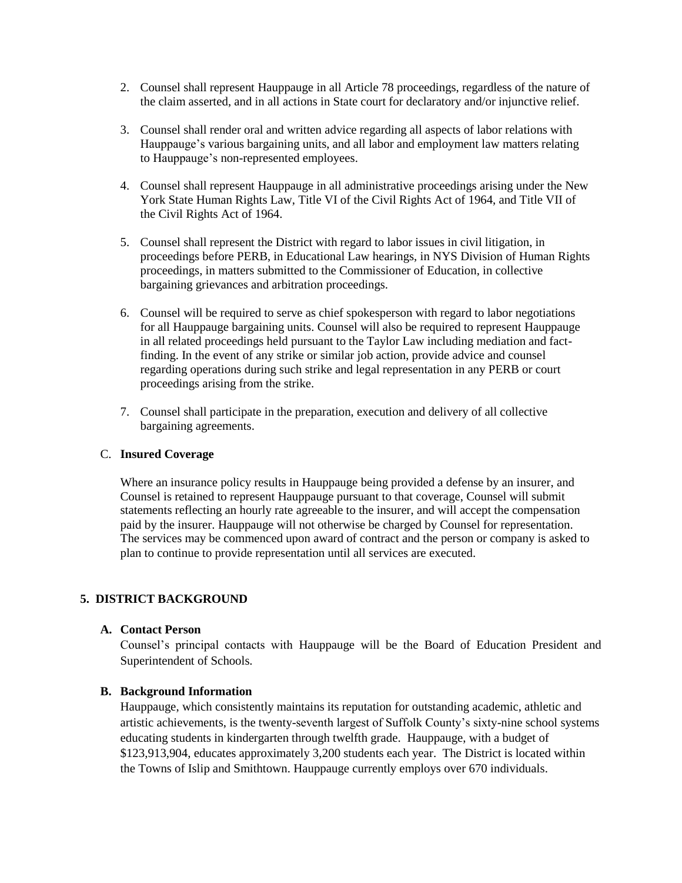2. Counsel shall represent Hauppauge in all Article 78 proceedings, regardless of the nature of the claim asserted, and in all actions in State court for declaratory and/or injunctive relief.

3. Counsel shall render oral and written advice regarding all aspects of labor relations with Hauppauge's various bargaining units, and all labor and employment law matters relating to Hauppauge's non-represented employees.

4. Counsel shall represent Hauppauge in all administrative proceedings arising under the New York State Human Rights Law, Title VI of the Civil Rights Act of 1964, and Title VII of the Civil Rights Act of 1964.

5. Counsel shall represent the District with regard to labor issues in civil litigation, in proceedings before PERB, in Educational Law hearings, in NYS Division of Human Rights proceedings, in matters submitted to the Commissioner of Education, in collective bargaining grievances and arbitration proceedings.

6. Counsel will be required to serve as chief spokesperson with regard to labor negotiations for all Hauppauge bargaining units. Counsel will also be required to represent Hauppauge in all related proceedings held pursuant to the Taylor Law including mediation and fact-finding. In the event of any strike or similar job action, provide advice and counsel regarding operations during such strike and legal representation in any PERB or court proceedings arising from the strike.

7. Counsel shall participate in the preparation, execution and delivery of all collective bargaining agreements.

C. **Insured Coverage**

Where an insurance policy results in Hauppauge being provided a defense by an insurer, and Counsel is retained to represent Hauppauge pursuant to that coverage, Counsel will submit statements reflecting an hourly rate agreeable to the insurer, and will accept the compensation paid by the insurer. Hauppauge will not otherwise be charged by Counsel for representation. The services may be commenced upon award of contract and the person or company is asked to plan to continue to provide representation until all services are executed.

## 5. DISTRICT BACKGROUND

### A. Contact Person

Counsel's principal contacts with Hauppauge will be the Board of Education President and Superintendent of Schools.

### B. Background Information

Hauppauge, which consistently maintains its reputation for outstanding academic, athletic and artistic achievements, is the twenty-seventh largest of Suffolk County's sixty-nine school systems educating students in kindergarten through twelfth grade. Hauppauge, with a budget of $123,913,904, educates approximately 3,200 students each year. The District is located within the Towns of Islip and Smithtown. Hauppauge currently employs over 670 individuals.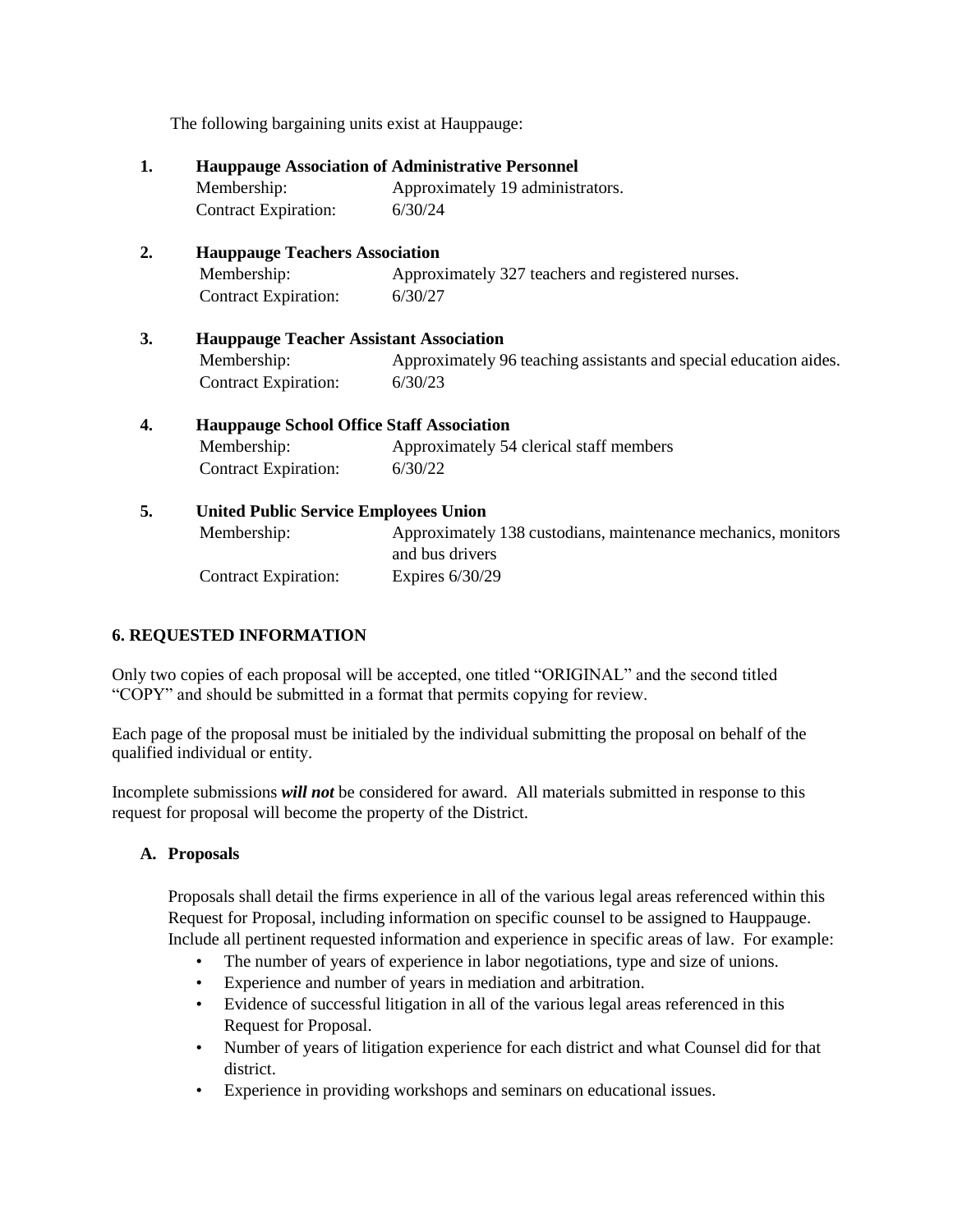The following bargaining units exist at Hauppauge:

1. **Hauppauge Association of Administrative Personnel**
   Membership: Approximately 19 administrators.
   Contract Expiration: 6/30/24

2. **Hauppauge Teachers Association**
   Membership: Approximately 327 teachers and registered nurses.
   Contract Expiration: 6/30/27

3. **Hauppauge Teacher Assistant Association**
   Membership: Approximately 96 teaching assistants and special education aides.
   Contract Expiration: 6/30/23

4. **Hauppauge School Office Staff Association**
   Membership: Approximately 54 clerical staff members
   Contract Expiration: 6/30/22

5. **United Public Service Employees Union**
   Membership: Approximately 138 custodians, maintenance mechanics, monitors and bus drivers
   Contract Expiration: Expires 6/30/29

## 6. REQUESTED INFORMATION

Only two copies of each proposal will be accepted, one titled "ORIGINAL" and the second titled "COPY" and should be submitted in a format that permits copying for review.

Each page of the proposal must be initialed by the individual submitting the proposal on behalf of the qualified individual or entity.

Incomplete submissions ***will not*** be considered for award. All materials submitted in response to this request for proposal will become the property of the District.

### A. Proposals

Proposals shall detail the firms experience in all of the various legal areas referenced within this Request for Proposal, including information on specific counsel to be assigned to Hauppauge. Include all pertinent requested information and experience in specific areas of law. For example:

- The number of years of experience in labor negotiations, type and size of unions.
- Experience and number of years in mediation and arbitration.
- Evidence of successful litigation in all of the various legal areas referenced in this Request for Proposal.
- Number of years of litigation experience for each district and what Counsel did for that district.
- Experience in providing workshops and seminars on educational issues.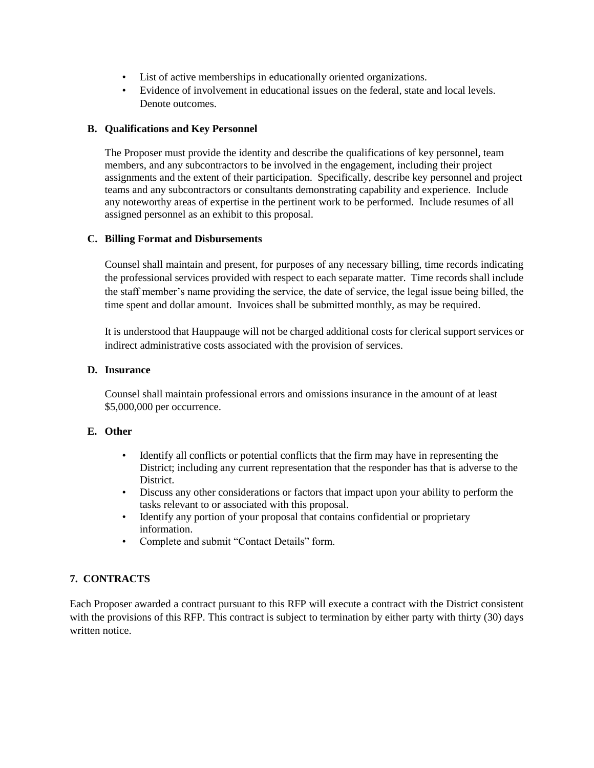- List of active memberships in educationally oriented organizations.
- Evidence of involvement in educational issues on the federal, state and local levels. Denote outcomes.

### B. Qualifications and Key Personnel

The Proposer must provide the identity and describe the qualifications of key personnel, team members, and any subcontractors to be involved in the engagement, including their project assignments and the extent of their participation. Specifically, describe key personnel and project teams and any subcontractors or consultants demonstrating capability and experience. Include any noteworthy areas of expertise in the pertinent work to be performed. Include resumes of all assigned personnel as an exhibit to this proposal.

### C. Billing Format and Disbursements

Counsel shall maintain and present, for purposes of any necessary billing, time records indicating the professional services provided with respect to each separate matter. Time records shall include the staff member's name providing the service, the date of service, the legal issue being billed, the time spent and dollar amount. Invoices shall be submitted monthly, as may be required.

It is understood that Hauppauge will not be charged additional costs for clerical support services or indirect administrative costs associated with the provision of services.

### D. Insurance

Counsel shall maintain professional errors and omissions insurance in the amount of at least $5,000,000 per occurrence.

### E. Other

- Identify all conflicts or potential conflicts that the firm may have in representing the District; including any current representation that the responder has that is adverse to the District.
- Discuss any other considerations or factors that impact upon your ability to perform the tasks relevant to or associated with this proposal.
- Identify any portion of your proposal that contains confidential or proprietary information.
- Complete and submit "Contact Details" form.

## 7. CONTRACTS

Each Proposer awarded a contract pursuant to this RFP will execute a contract with the District consistent with the provisions of this RFP. This contract is subject to termination by either party with thirty (30) days written notice.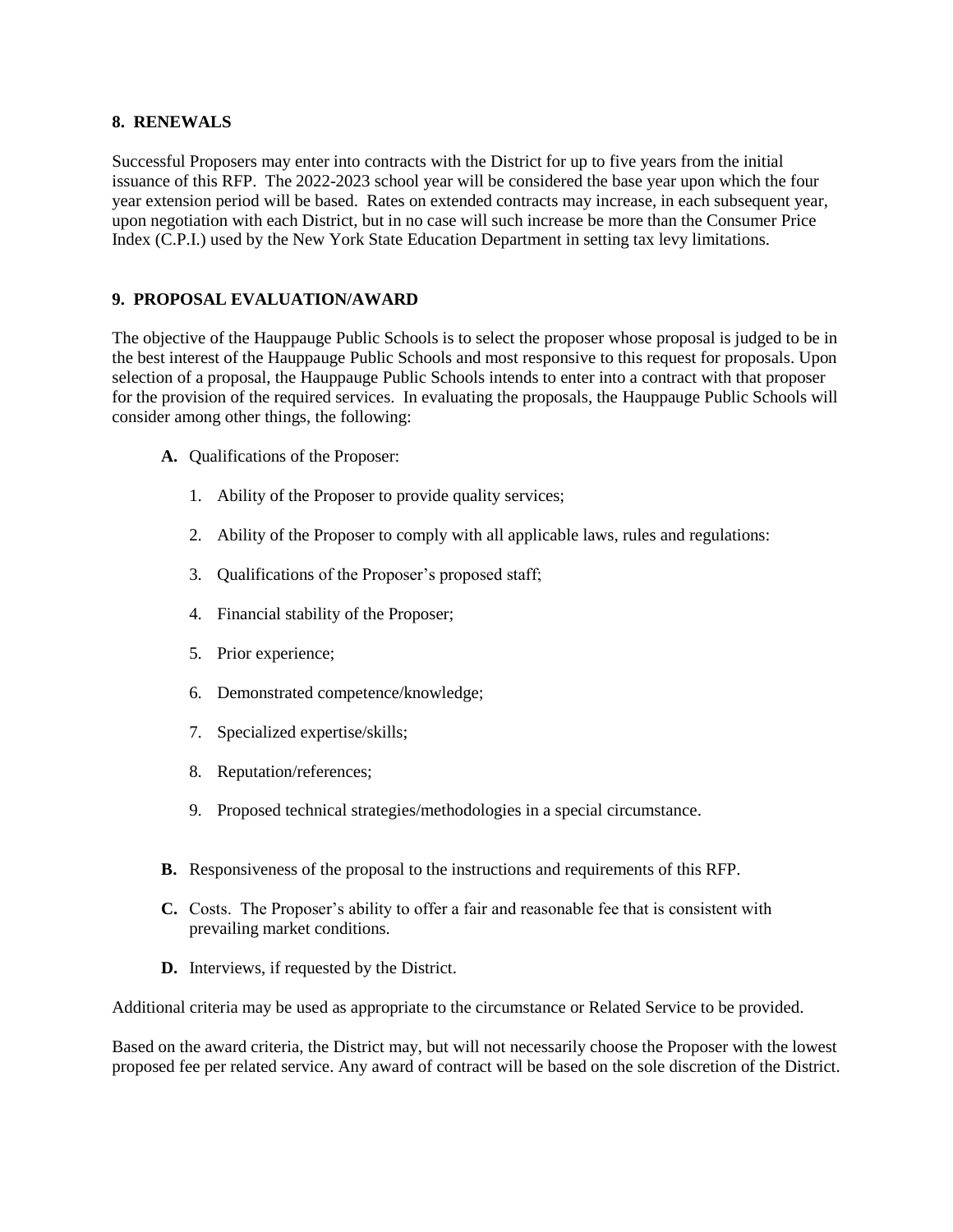## 8. RENEWALS

Successful Proposers may enter into contracts with the District for up to five years from the initial issuance of this RFP. The 2022-2023 school year will be considered the base year upon which the four year extension period will be based. Rates on extended contracts may increase, in each subsequent year, upon negotiation with each District, but in no case will such increase be more than the Consumer Price Index (C.P.I.) used by the New York State Education Department in setting tax levy limitations.

## 9. PROPOSAL EVALUATION/AWARD

The objective of the Hauppauge Public Schools is to select the proposer whose proposal is judged to be in the best interest of the Hauppauge Public Schools and most responsive to this request for proposals. Upon selection of a proposal, the Hauppauge Public Schools intends to enter into a contract with that proposer for the provision of the required services. In evaluating the proposals, the Hauppauge Public Schools will consider among other things, the following:

- **A.** Qualifications of the Proposer:
  1. Ability of the Proposer to provide quality services;
  2. Ability of the Proposer to comply with all applicable laws, rules and regulations:
  3. Qualifications of the Proposer's proposed staff;
  4. Financial stability of the Proposer;
  5. Prior experience;
  6. Demonstrated competence/knowledge;
  7. Specialized expertise/skills;
  8. Reputation/references;
  9. Proposed technical strategies/methodologies in a special circumstance.
- **B.** Responsiveness of the proposal to the instructions and requirements of this RFP.
- **C.** Costs. The Proposer's ability to offer a fair and reasonable fee that is consistent with prevailing market conditions.
- **D.** Interviews, if requested by the District.

Additional criteria may be used as appropriate to the circumstance or Related Service to be provided.

Based on the award criteria, the District may, but will not necessarily choose the Proposer with the lowest proposed fee per related service. Any award of contract will be based on the sole discretion of the District.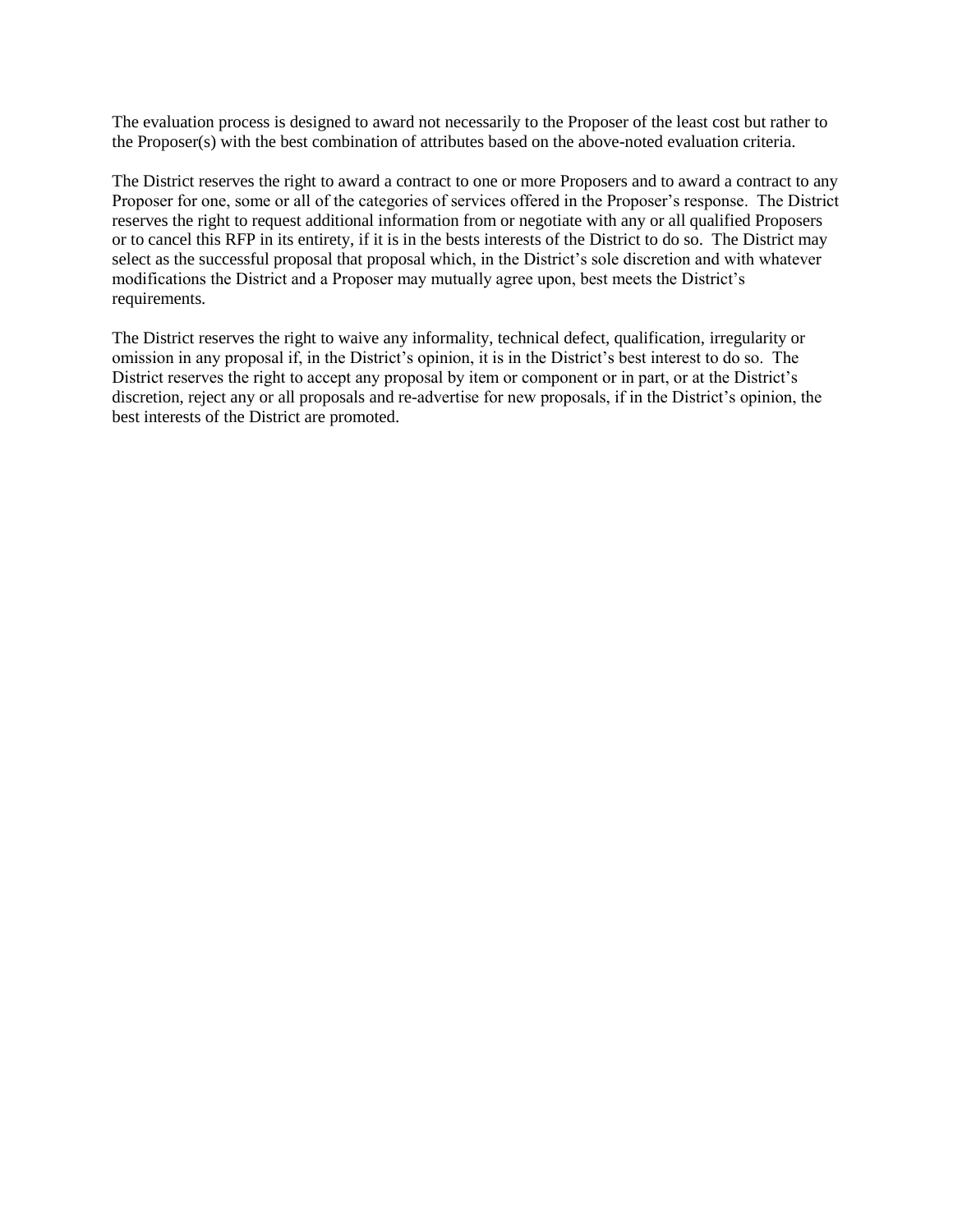The evaluation process is designed to award not necessarily to the Proposer of the least cost but rather to the Proposer(s) with the best combination of attributes based on the above-noted evaluation criteria.

The District reserves the right to award a contract to one or more Proposers and to award a contract to any Proposer for one, some or all of the categories of services offered in the Proposer's response. The District reserves the right to request additional information from or negotiate with any or all qualified Proposers or to cancel this RFP in its entirety, if it is in the bests interests of the District to do so. The District may select as the successful proposal that proposal which, in the District's sole discretion and with whatever modifications the District and a Proposer may mutually agree upon, best meets the District's requirements.

The District reserves the right to waive any informality, technical defect, qualification, irregularity or omission in any proposal if, in the District's opinion, it is in the District's best interest to do so. The District reserves the right to accept any proposal by item or component or in part, or at the District's discretion, reject any or all proposals and re-advertise for new proposals, if in the District's opinion, the best interests of the District are promoted.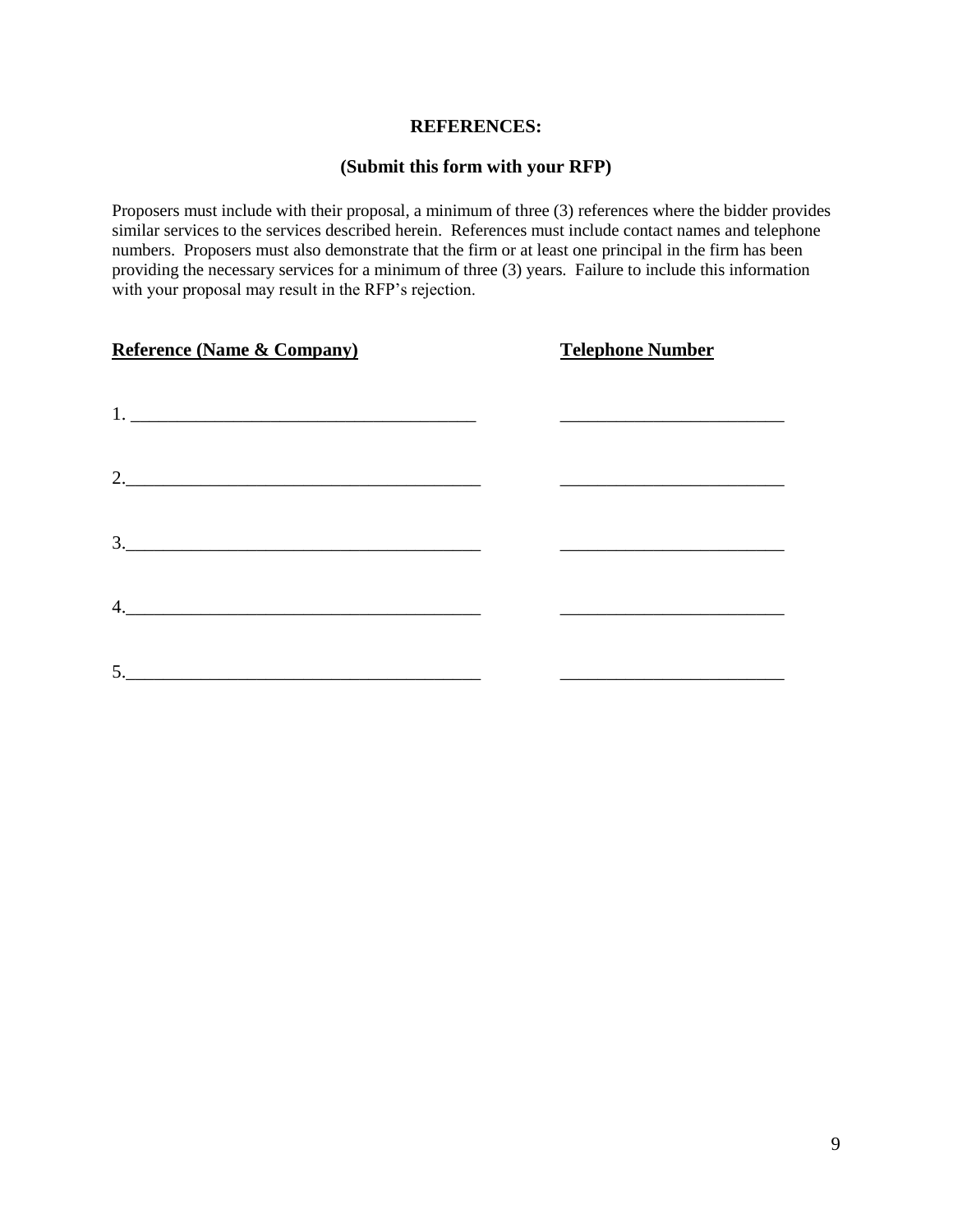**REFERENCES:**

**(Submit this form with your RFP)**

Proposers must include with their proposal, a minimum of three (3) references where the bidder provides similar services to the services described herein. References must include contact names and telephone numbers. Proposers must also demonstrate that the firm or at least one principal in the firm has been providing the necessary services for a minimum of three (3) years. Failure to include this information with your proposal may result in the RFP's rejection.

| **Reference (Name & Company)** | **Telephone Number** |
| --- | --- |
| 1. ______________________________________ | ________________________ |
| 2.______________________________________ | ________________________ |
| 3.______________________________________ | ________________________ |
| 4.______________________________________ | ________________________ |
| 5.______________________________________ | ________________________ |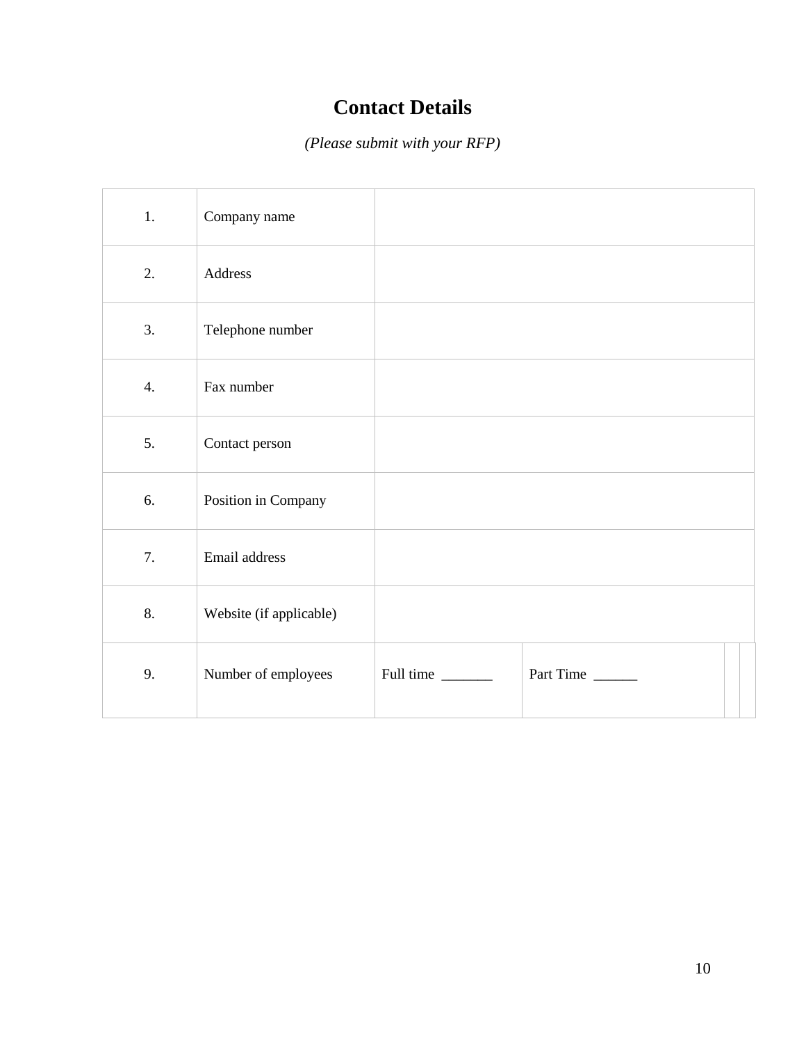# Contact Details

*(Please submit with your RFP)*

| | | | |
|---|---|---|---|
| 1. | Company name | | |
| 2. | Address | | |
| 3. | Telephone number | | |
| 4. | Fax number | | |
| 5. | Contact person | | |
| 6. | Position in Company | | |
| 7. | Email address | | |
| 8. | Website (if applicable) | | |
| 9. | Number of employees | Full time _______ | Part Time ______ |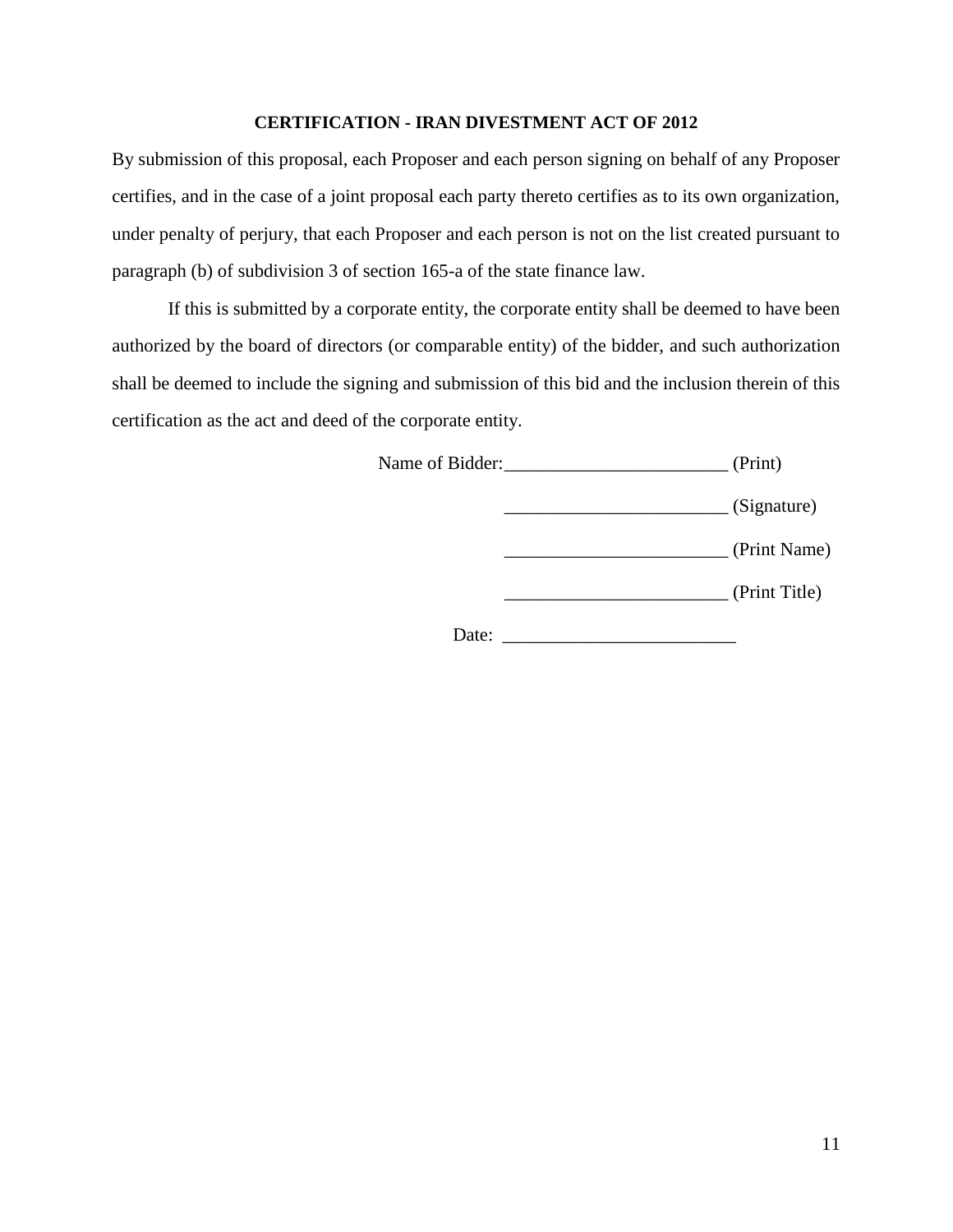**CERTIFICATION - IRAN DIVESTMENT ACT OF 2012**

By submission of this proposal, each Proposer and each person signing on behalf of any Proposer certifies, and in the case of a joint proposal each party thereto certifies as to its own organization, under penalty of perjury, that each Proposer and each person is not on the list created pursuant to paragraph (b) of subdivision 3 of section 165-a of the state finance law.

If this is submitted by a corporate entity, the corporate entity shall be deemed to have been authorized by the board of directors (or comparable entity) of the bidder, and such authorization shall be deemed to include the signing and submission of this bid and the inclusion therein of this certification as the act and deed of the corporate entity.

Name of Bidder:________________________ (Print)

________________________ (Signature)

________________________ (Print Name)

________________________ (Print Title)

Date: _________________________